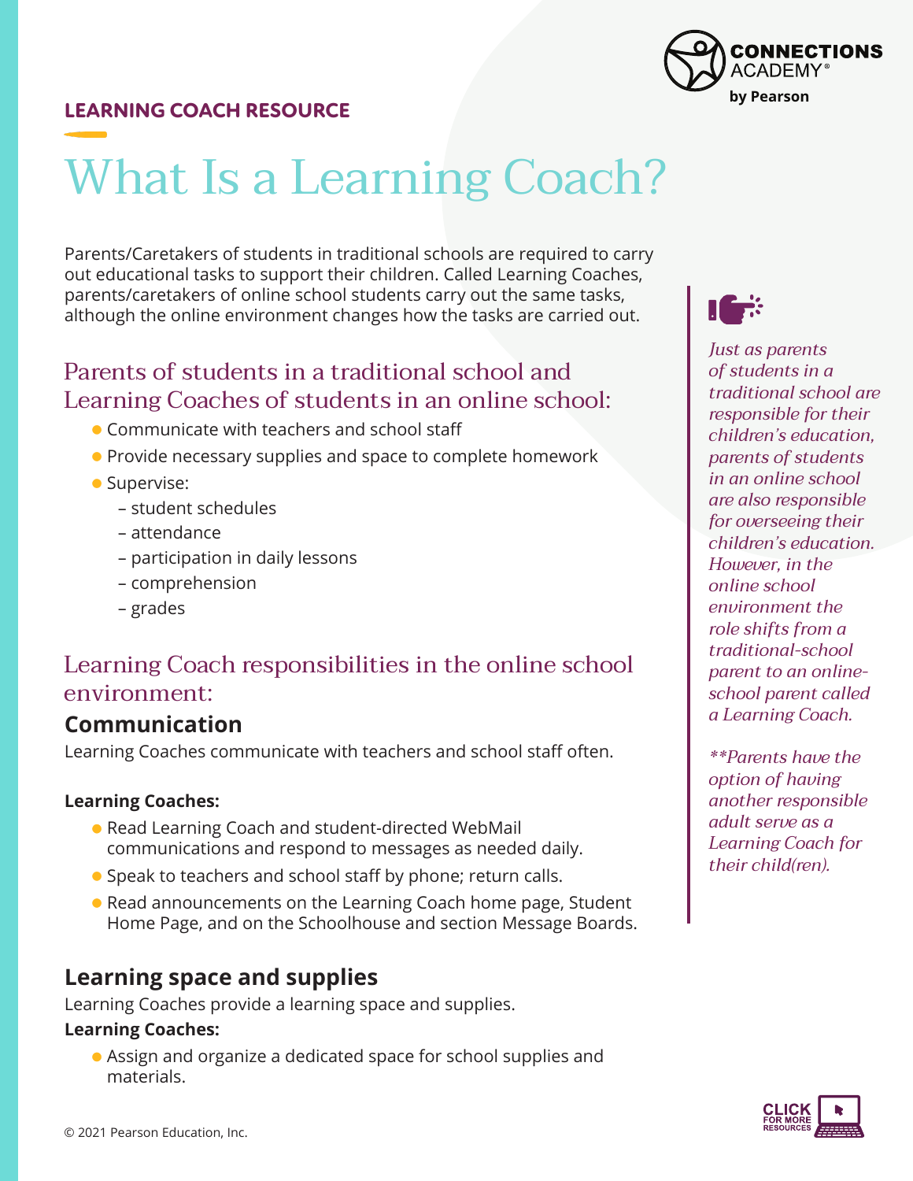LEARNING COACH RESOURCE

# What Is a Learning Coach?

Parents/Caretakers of students in traditional schools are required to carry out educational tasks to support their children. Called Learning Coaches, parents/caretakers of online school students carry out the same tasks, although the online environment changes how the tasks are carried out.

## Parents of students in a traditional school and Learning Coaches of students in an online school:

- Communicate with teachers and school staff
- Provide necessary supplies and space to complete homework
- Supervise:
  - student schedules
  - attendance
  - participation in daily lessons
  - comprehension
  - grades

## Learning Coach responsibilities in the online school environment:

### Communication

Learning Coaches communicate with teachers and school staff often.

**Learning Coaches:**

- Read Learning Coach and student-directed WebMail communications and respond to messages as needed daily.
- Speak to teachers and school staff by phone; return calls.
- Read announcements on the Learning Coach home page, Student Home Page, and on the Schoolhouse and section Message Boards.

### Learning space and supplies

Learning Coaches provide a learning space and supplies.

**Learning Coaches:**

- Assign and organize a dedicated space for school supplies and materials.

*Just as parents of students in a traditional school are responsible for their children's education, parents of students in an online school are also responsible for overseeing their children's education. However, in the online school environment the role shifts from a traditional-school parent to an online-school parent called a Learning Coach.*

*\*\*Parents have the option of having another responsible adult serve as a Learning Coach for their child(ren).*

© 2021 Pearson Education, Inc.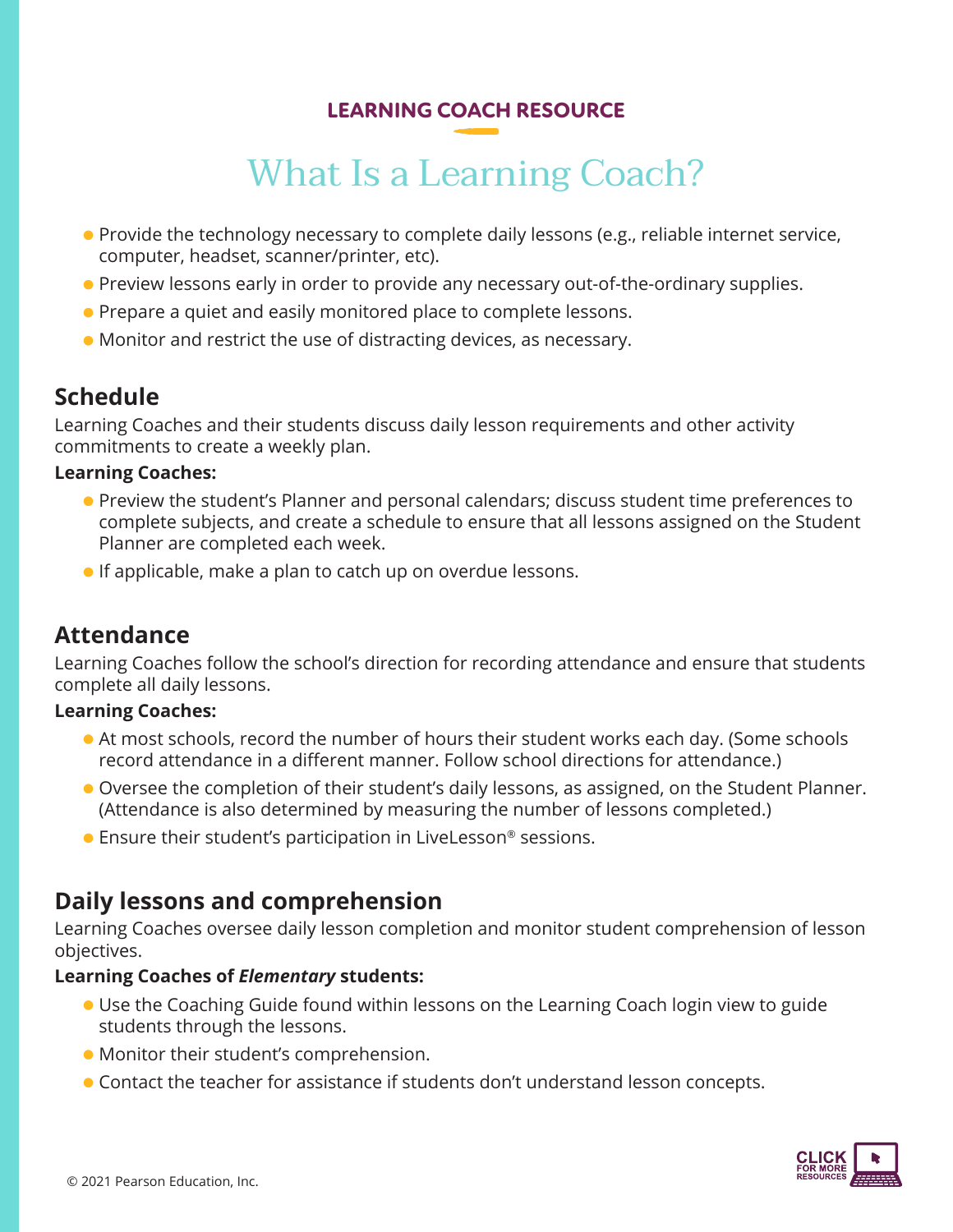LEARNING COACH RESOURCE

# What Is a Learning Coach?

- Provide the technology necessary to complete daily lessons (e.g., reliable internet service, computer, headset, scanner/printer, etc).
- Preview lessons early in order to provide any necessary out-of-the-ordinary supplies.
- Prepare a quiet and easily monitored place to complete lessons.
- Monitor and restrict the use of distracting devices, as necessary.

## Schedule

Learning Coaches and their students discuss daily lesson requirements and other activity commitments to create a weekly plan.

**Learning Coaches:**

- Preview the student's Planner and personal calendars; discuss student time preferences to complete subjects, and create a schedule to ensure that all lessons assigned on the Student Planner are completed each week.
- If applicable, make a plan to catch up on overdue lessons.

## Attendance

Learning Coaches follow the school's direction for recording attendance and ensure that students complete all daily lessons.

**Learning Coaches:**

- At most schools, record the number of hours their student works each day. (Some schools record attendance in a different manner. Follow school directions for attendance.)
- Oversee the completion of their student's daily lessons, as assigned, on the Student Planner. (Attendance is also determined by measuring the number of lessons completed.)
- Ensure their student's participation in LiveLesson® sessions.

## Daily lessons and comprehension

Learning Coaches oversee daily lesson completion and monitor student comprehension of lesson objectives.

**Learning Coaches of *Elementary* students:**

- Use the Coaching Guide found within lessons on the Learning Coach login view to guide students through the lessons.
- Monitor their student's comprehension.
- Contact the teacher for assistance if students don't understand lesson concepts.

CLICK FOR MORE RESOURCES

© 2021 Pearson Education, Inc.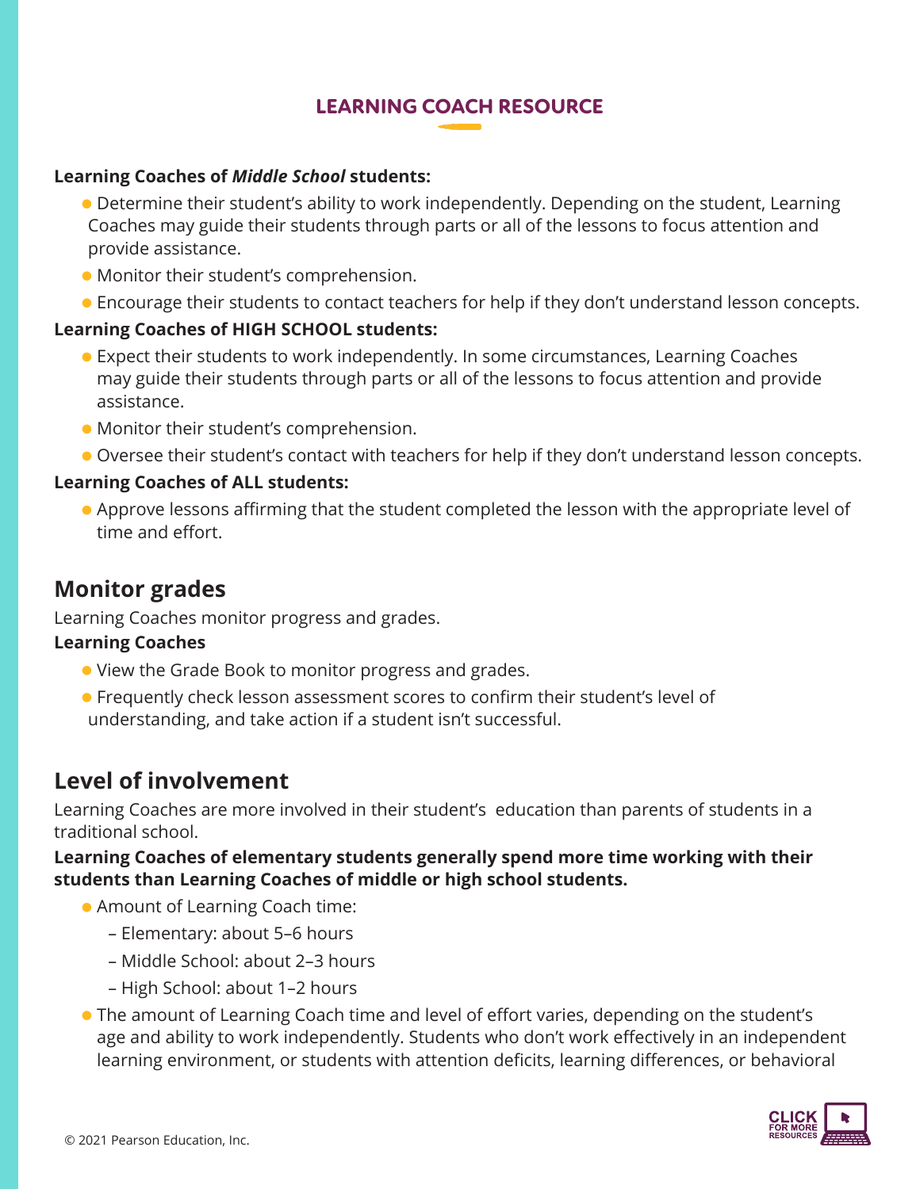**Learning Coaches of *Middle School* students:**

- Determine their student's ability to work independently. Depending on the student, Learning Coaches may guide their students through parts or all of the lessons to focus attention and provide assistance.
- Monitor their student's comprehension.
- Encourage their students to contact teachers for help if they don't understand lesson concepts.

**Learning Coaches of HIGH SCHOOL students:**

- Expect their students to work independently. In some circumstances, Learning Coaches may guide their students through parts or all of the lessons to focus attention and provide assistance.
- Monitor their student's comprehension.
- Oversee their student's contact with teachers for help if they don't understand lesson concepts.

**Learning Coaches of ALL students:**

- Approve lessons affirming that the student completed the lesson with the appropriate level of time and effort.

## Monitor grades

Learning Coaches monitor progress and grades.

**Learning Coaches**

- View the Grade Book to monitor progress and grades.
- Frequently check lesson assessment scores to confirm their student's level of understanding, and take action if a student isn't successful.

## Level of involvement

Learning Coaches are more involved in their student's education than parents of students in a traditional school.

**Learning Coaches of elementary students generally spend more time working with their students than Learning Coaches of middle or high school students.**

- Amount of Learning Coach time:
  - Elementary: about 5–6 hours
  - Middle School: about 2–3 hours
  - High School: about 1–2 hours
- The amount of Learning Coach time and level of effort varies, depending on the student's age and ability to work independently. Students who don't work effectively in an independent learning environment, or students with attention deficits, learning differences, or behavioral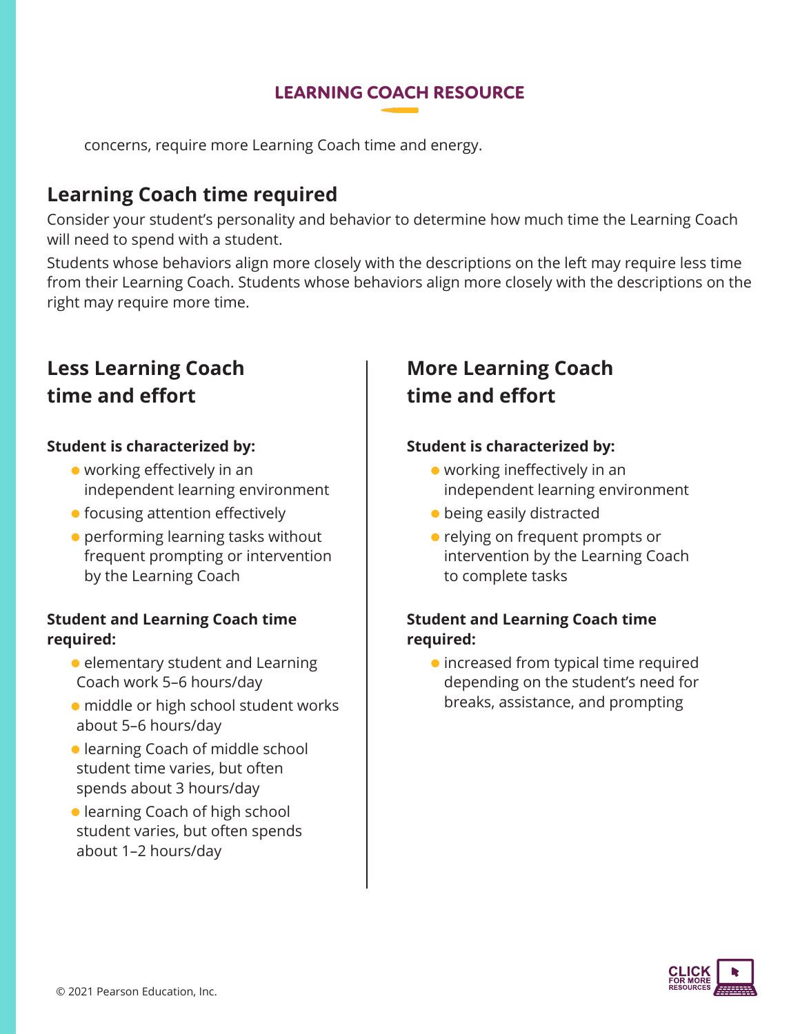concerns, require more Learning Coach time and energy.

## Learning Coach time required

Consider your student's personality and behavior to determine how much time the Learning Coach will need to spend with a student.

Students whose behaviors align more closely with the descriptions on the left may require less time from their Learning Coach. Students whose behaviors align more closely with the descriptions on the right may require more time.

### Less Learning Coach time and effort

**Student is characterized by:**

- working effectively in an independent learning environment
- focusing attention effectively
- performing learning tasks without frequent prompting or intervention by the Learning Coach

**Student and Learning Coach time required:**

- elementary student and Learning Coach work 5–6 hours/day
- middle or high school student works about 5–6 hours/day
- learning Coach of middle school student time varies, but often spends about 3 hours/day
- learning Coach of high school student varies, but often spends about 1–2 hours/day

### More Learning Coach time and effort

**Student is characterized by:**

- working ineffectively in an independent learning environment
- being easily distracted
- relying on frequent prompts or intervention by the Learning Coach to complete tasks

**Student and Learning Coach time required:**

- increased from typical time required depending on the student's need for breaks, assistance, and prompting

© 2021 Pearson Education, Inc.